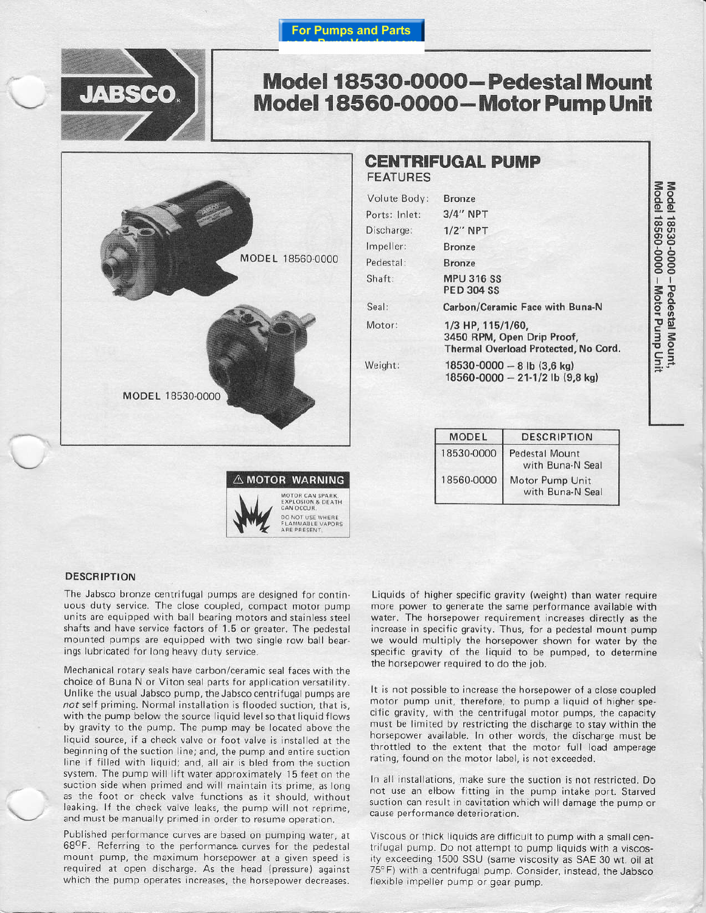For Pumps and Parts

JABSCO

# Model 18530-0000 — Pedestal Mount
# Model 18560-0000 — Motor Pump Unit

MODEL 18560-0000

MODEL 18530-0000

## CENTRIFUGAL PUMP

### FEATURES

| | |
|---|---|
| Volute Body: | Bronze |
| Ports: Inlet: | 3/4" NPT |
| Discharge: | 1/2" NPT |
| Impeller: | Bronze |
| Pedestal: | Bronze |
| Shaft: | MPU 316 SS<br>PED 304 SS |
| Seal: | Carbon/Ceramic Face with Buna-N |
| Motor: | 1/3 HP, 115/1/60, 3450 RPM, Open Drip Proof, Thermal Overload Protected, No Cord. |
| Weight: | 18530-0000 — 8 lb (3,6 kg)<br>18560-0000 — 21-1/2 lb (9,8 kg) |

| MODEL | DESCRIPTION |
|---|---|
| 18530-0000 | Pedestal Mount with Buna-N Seal |
| 18560-0000 | Motor Pump Unit with Buna-N Seal |

⚠ **MOTOR WARNING**

MOTOR CAN SPARK. EXPLOSION & DEATH CAN OCCUR. DO NOT USE WHERE FLAMMABLE VAPORS ARE PRESENT.

### DESCRIPTION

The Jabsco bronze centrifugal pumps are designed for continuous duty service. The close coupled, compact motor pump units are equipped with ball bearing motors and stainless steel shafts and have service factors of 1.5 or greater. The pedestal mounted pumps are equipped with two single row ball bearings lubricated for long heavy duty service.

Mechanical rotary seals have carbon/ceramic seal faces with the choice of Buna N or Viton seal parts for application versatility. Unlike the usual Jabsco pump, the Jabsco centrifugal pumps are *not* self priming. Normal installation is flooded suction, that is, with the pump below the source liquid level so that liquid flows by gravity to the pump. The pump may be located above the liquid source, if a check valve or foot valve is installed at the beginning of the suction line; and, the pump and entire suction line if filled with liquid; and, all air is bled from the suction system. The pump will lift water approximately 15 feet on the suction side when primed and will maintain its prime, as long as the foot or check valve functions as it should, without leaking. If the check valve leaks, the pump will not reprime, and must be manually primed in order to resume operation.

Published performance curves are based on pumping water, at 68°F. Referring to the performance curves for the pedestal mount pump, the maximum horsepower at a given speed is required at open discharge. As the head (pressure) against which the pump operates increases, the horsepower decreases.

Liquids of higher specific gravity (weight) than water require more power to generate the same performance available with water. The horsepower requirement increases directly as the increase in specific gravity. Thus, for a pedestal mount pump we would multiply the horsepower shown for water by the specific gravity of the liquid to be pumped, to determine the horsepower required to do the job.

It is not possible to increase the horsepower of a close coupled motor pump unit, therefore, to pump a liquid of higher specific gravity, with the centrifugal motor pumps, the capacity must be limited by restricting the discharge to stay within the horsepower available. In other words, the discharge must be throttled to the extent that the motor full load amperage rating, found on the motor label, is not exceeded.

In all installations, make sure the suction is not restricted. Do not use an elbow fitting in the pump intake port. Starved suction can result in cavitation which will damage the pump or cause performance deterioration.

Viscous or thick liquids are difficult to pump with a small centrifugal pump. Do not attempt to pump liquids with a viscosity exceeding 1500 SSU (same viscosity as SAE 30 wt. oil at 75°F) with a centrifugal pump. Consider, instead, the Jabsco flexible impeller pump or gear pump.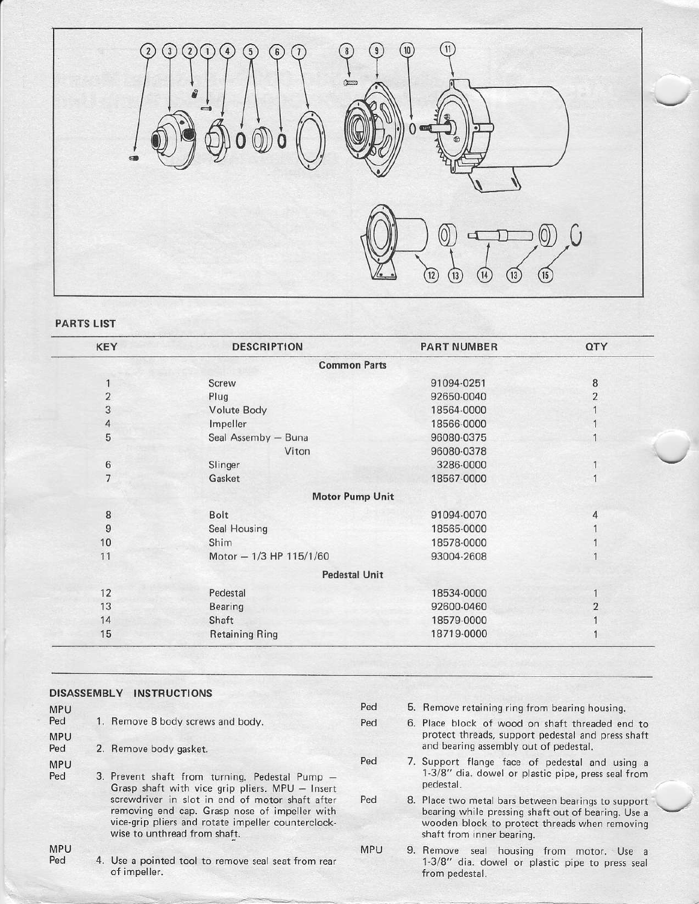## PARTS LIST

| KEY | DESCRIPTION | PART NUMBER | QTY |
|---|---|---|---|
| | **Common Parts** | | |
| 1 | Screw | 91094-0251 | 8 |
| 2 | Plug | 92650-0040 | 2 |
| 3 | Volute Body | 18564-0000 | 1 |
| 4 | Impeller | 18566-0000 | 1 |
| 5 | Seal Assemby – Buna | 96080-0375 | 1 |
| | Viton | 96080-0378 | |
| 6 | Slinger | 3286-0000 | 1 |
| 7 | Gasket | 18567-0000 | 1 |
| | **Motor Pump Unit** | | |
| 8 | Bolt | 91094-0070 | 4 |
| 9 | Seal Housing | 18565-0000 | 1 |
| 10 | Shim | 18578-0000 | 1 |
| 11 | Motor – 1/3 HP 115/1/60 | 93004-2608 | 1 |
| | **Pedestal Unit** | | |
| 12 | Pedestal | 18534-0000 | 1 |
| 13 | Bearing | 92600-0460 | 2 |
| 14 | Shaft | 18579-0000 | 1 |
| 15 | Retaining Ring | 18719-0000 | 1 |

## DISASSEMBLY INSTRUCTIONS

MPU
Ped — 1. Remove 8 body screws and body.

MPU
Ped — 2. Remove body gasket.

MPU
Ped — 3. Prevent shaft from turning. Pedestal Pump – Grasp shaft with vice grip pliers. MPU – Insert screwdriver in slot in end of motor shaft after removing end cap. Grasp nose of impeller with vice-grip pliers and rotate impeller counterclockwise to unthread from shaft.

MPU
Ped — 4. Use a pointed tool to remove seal seat from rear of impeller.

Ped — 5. Remove retaining ring from bearing housing.

Ped — 6. Place block of wood on shaft threaded end to protect threads, support pedestal and press shaft and bearing assembly out of pedestal.

Ped — 7. Support flange face of pedestal and using a 1-3/8" dia. dowel or plastic pipe, press seal from pedestal.

Ped — 8. Place two metal bars between bearings to support bearing while pressing shaft out of bearing. Use a wooden block to protect threads when removing shaft from inner bearing.

MPU — 9. Remove seal housing from motor. Use a 1-3/8" dia. dowel or plastic pipe to press seal from pedestal.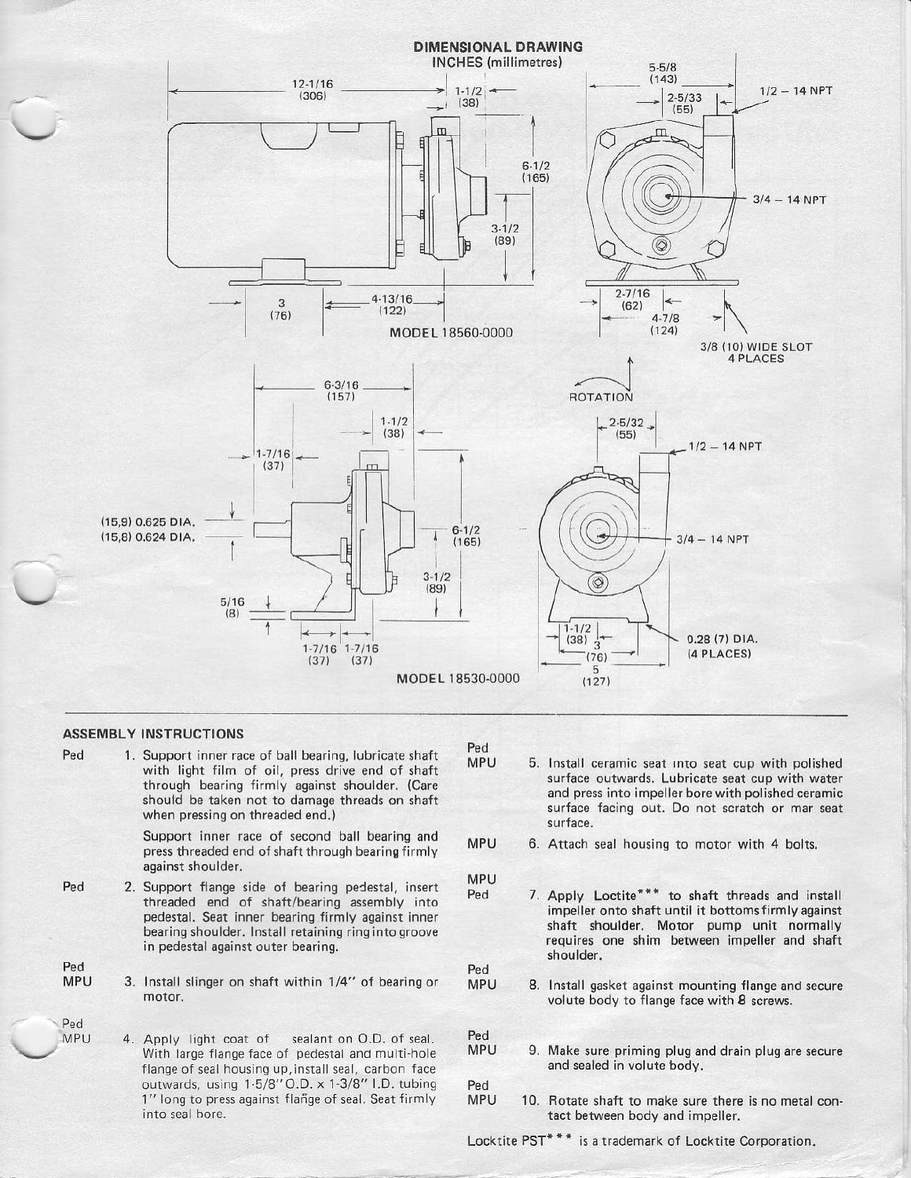## DIMENSIONAL DRAWING

INCHES (millimetres)

MODEL 18560-0000

12-1/16 (306) · 1-1/2 (38) · 6-1/2 (165) · 3-1/2 (89) · 3 (76) · 4-13/16 (122) · 5-5/8 (143) · 2-5/33 (55) · 1/2 – 14 NPT · 3/4 – 14 NPT · 2-7/16 (62) · 4-7/8 (124) · 3/8 (10) WIDE SLOT 4 PLACES

ROTATION

MODEL 18530-0000

6-3/16 (157) · 1-1/2 (38) · 1-7/16 (37) · (15,9) 0.625 DIA. · (15,8) 0.624 DIA. · 6-1/2 (165) · 3-1/2 (89) · 5/16 (8) · 1-7/16 (37) · 1-7/16 (37) · 2-5/32 (55) · 1/2 – 14 NPT · 3/4 – 14 NPT · 1-1/2 (38) · 3 (76) · 5 (127) · 0.28 (7) DIA. (4 PLACES)

## ASSEMBLY INSTRUCTIONS

Ped 1. Support inner race of ball bearing, lubricate shaft with light film of oil, press drive end of shaft through bearing firmly against shoulder. (Care should be taken not to damage threads on shaft when pressing on threaded end.)

Support inner race of second ball bearing and press threaded end of shaft through bearing firmly against shoulder.

Ped 2. Support flange side of bearing pedestal, insert threaded end of shaft/bearing assembly into pedestal. Seat inner bearing firmly against inner bearing shoulder. Install retaining ring into groove in pedestal against outer bearing.

Ped MPU 3. Install slinger on shaft within 1/4" of bearing or motor.

Ped MPU 4. Apply light coat of sealant on O.D. of seal. With large flange face of pedestal and multi-hole flange of seal housing up, install seal, carbon face outwards, using 1-5/8" O.D. x 1-3/8" I.D. tubing 1" long to press against flange of seal. Seat firmly into seal bore.

Ped MPU 5. Install ceramic seat into seat cup with polished surface outwards. Lubricate seat cup with water and press into impeller bore with polished ceramic surface facing out. Do not scratch or mar seat surface.

MPU 6. Attach seal housing to motor with 4 bolts.

MPU Ped 7. Apply Loctite*** to shaft threads and install impeller onto shaft until it bottoms firmly against shaft shoulder. Motor pump unit normally requires one shim between impeller and shaft shoulder.

Ped MPU 8. Install gasket against mounting flange and secure volute body to flange face with 8 screws.

Ped MPU 9. Make sure priming plug and drain plug are secure and sealed in volute body.

Ped MPU 10. Rotate shaft to make sure there is no metal contact between body and impeller.

Locktite PST*** is a trademark of Locktite Corporation.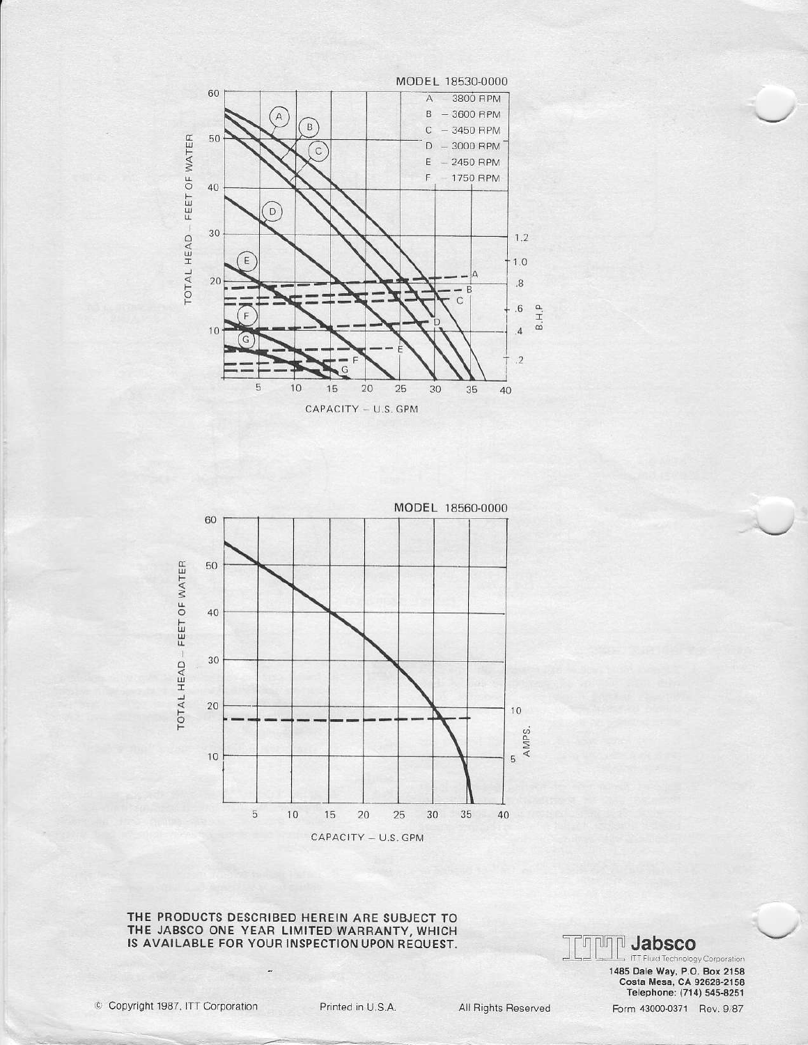MODEL 18530-0000

A – 3800 RPM
B – 3600 RPM
C – 3450 RPM
D – 3000 RPM
E – 2450 RPM
F – 1750 RPM

TOTAL HEAD – FEET OF WATER

60
50
40
30
20
10

1.2
1.0
.8
.6
.4
.2

B.H.P.

5 10 15 20 25 30 35 40

CAPACITY – U.S. GPM

MODEL 18560-0000

TOTAL HEAD – FEET OF WATER

60
50
40
30
20
10

10
5

AMPS.

5 10 15 20 25 30 35 40

CAPACITY – U.S. GPM

**THE PRODUCTS DESCRIBED HEREIN ARE SUBJECT TO THE JABSCO ONE YEAR LIMITED WARRANTY, WHICH IS AVAILABLE FOR YOUR INSPECTION UPON REQUEST.**

**ITT Jabsco**
ITT Fluid Technology Corporation
1485 Dale Way, P.O. Box 2158
Costa Mesa, CA 92628-2158
Telephone: (714) 545-8251

© Copyright 1987, ITT Corporation    Printed in U.S.A.    All Rights Reserved    Form 43000-0371 Rev. 9/87